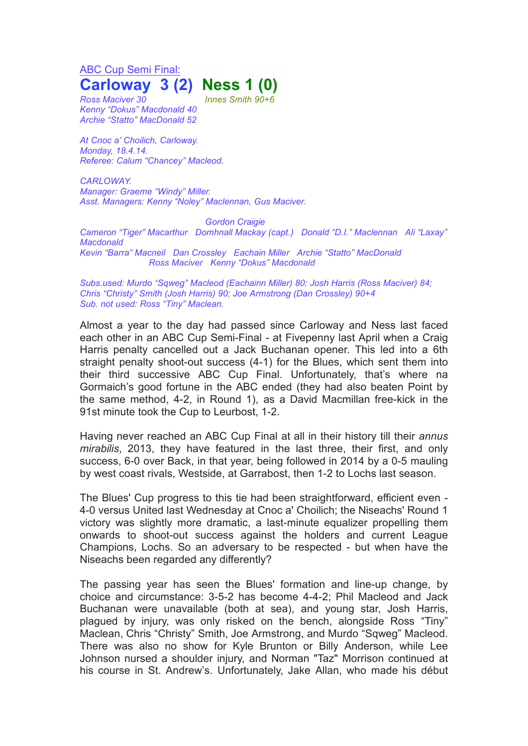ABC Cup Semi Final:

# Carloway 3 (2) Ness 1 (0)

*Ross Maciver 30*
*Kenny "Dokus" Macdonald 40*
*Archie "Statto" MacDonald 52*

*Innes Smith 90+6*

*At Cnoc a' Choilich, Carloway.*
*Monday, 18.4.14.*
*Referee: Calum "Chancey" Macleod.*

*CARLOWAY.*
*Manager: Graeme "Windy" Miller.*
*Asst. Managers: Kenny "Noley" Maclennan, Gus Maciver.*

*Gordon Craigie*
*Cameron "Tiger" Macarthur Domhnall Mackay (capt.) Donald "D.I." Maclennan Ali "Laxay" Macdonald*
*Kevin "Barra" Macneil Dan Crossley Eachain Miller Archie "Statto" MacDonald*
*Ross Maciver Kenny "Dokus" Macdonald*

*Subs.used: Murdo "Sqweg" Macleod (Eachainn Miller) 80; Josh Harris (Ross Maciver) 84; Chris "Christy" Smith (Josh Harris) 90; Joe Armstrong (Dan Crossley) 90+4*
*Sub. not used: Ross "Tiny" Maclean.*

Almost a year to the day had passed since Carloway and Ness last faced each other in an ABC Cup Semi-Final - at Fivepenny last April when a Craig Harris penalty cancelled out a Jack Buchanan opener. This led into a 6th straight penalty shoot-out success (4-1) for the Blues, which sent them into their third successive ABC Cup Final. Unfortunately, that's where na Gormaich's good fortune in the ABC ended (they had also beaten Point by the same method, 4-2, in Round 1), as a David Macmillan free-kick in the 91st minute took the Cup to Leurbost, 1-2.

Having never reached an ABC Cup Final at all in their history till their *annus mirabilis*, 2013, they have featured in the last three, their first, and only success, 6-0 over Back, in that year, being followed in 2014 by a 0-5 mauling by west coast rivals, Westside, at Garrabost, then 1-2 to Lochs last season.

The Blues' Cup progress to this tie had been straightforward, efficient even - 4-0 versus United last Wednesday at Cnoc a' Choilich; the Niseachs' Round 1 victory was slightly more dramatic, a last-minute equalizer propelling them onwards to shoot-out success against the holders and current League Champions, Lochs. So an adversary to be respected - but when have the Niseachs been regarded any differently?

The passing year has seen the Blues' formation and line-up change, by choice and circumstance: 3-5-2 has become 4-4-2; Phil Macleod and Jack Buchanan were unavailable (both at sea), and young star, Josh Harris, plagued by injury, was only risked on the bench, alongside Ross "Tiny" Maclean, Chris "Christy" Smith, Joe Armstrong, and Murdo "Sqweg" Macleod. There was also no show for Kyle Brunton or Billy Anderson, while Lee Johnson nursed a shoulder injury, and Norman "Taz" Morrison continued at his course in St. Andrew's. Unfortunately, Jake Allan, who made his début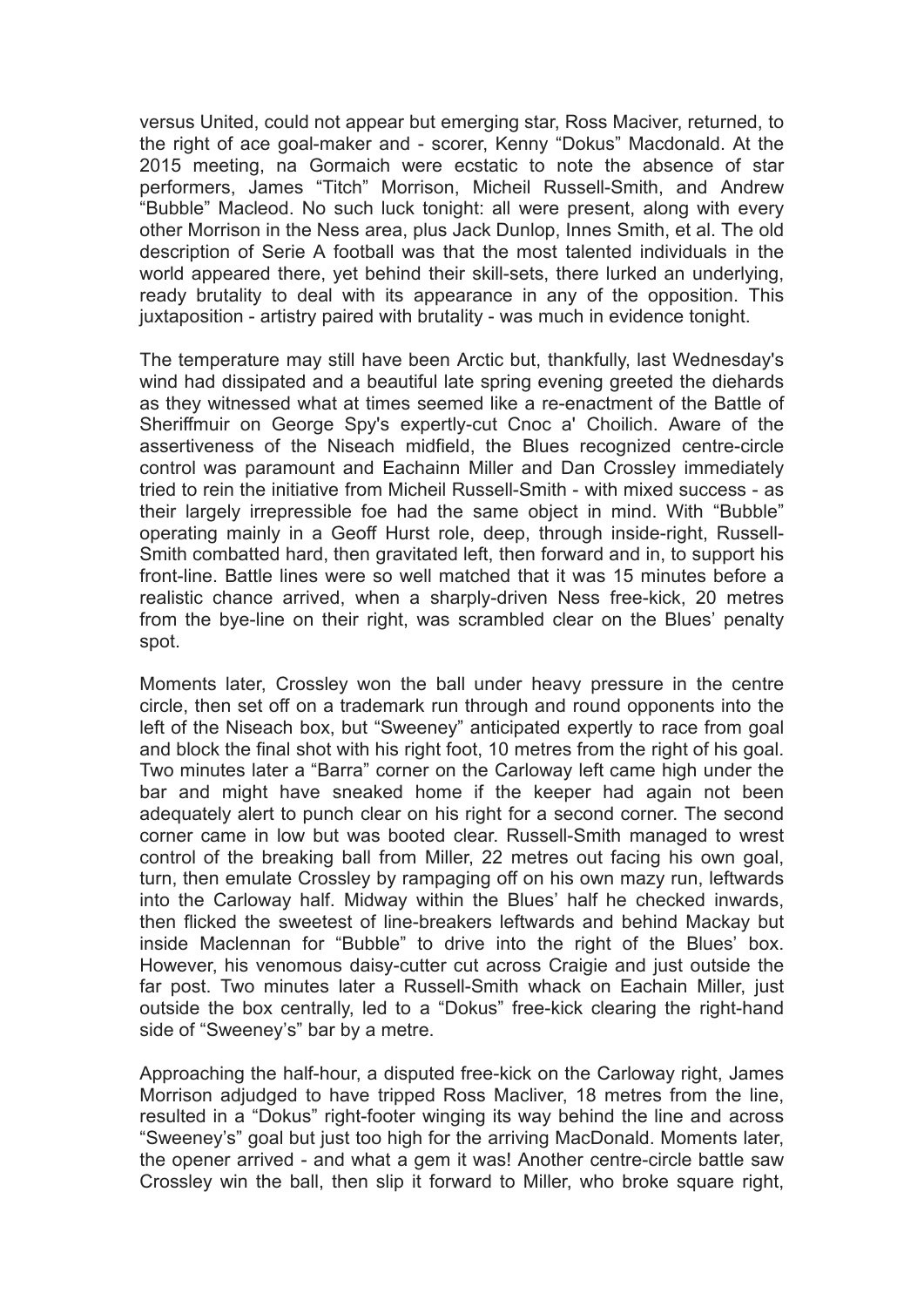versus United, could not appear but emerging star, Ross Maciver, returned, to the right of ace goal-maker and - scorer, Kenny "Dokus" Macdonald. At the 2015 meeting, na Gormaich were ecstatic to note the absence of star performers, James "Titch" Morrison, Micheil Russell-Smith, and Andrew "Bubble" Macleod. No such luck tonight: all were present, along with every other Morrison in the Ness area, plus Jack Dunlop, Innes Smith, et al. The old description of Serie A football was that the most talented individuals in the world appeared there, yet behind their skill-sets, there lurked an underlying, ready brutality to deal with its appearance in any of the opposition. This juxtaposition - artistry paired with brutality - was much in evidence tonight.

The temperature may still have been Arctic but, thankfully, last Wednesday's wind had dissipated and a beautiful late spring evening greeted the diehards as they witnessed what at times seemed like a re-enactment of the Battle of Sheriffmuir on George Spy's expertly-cut Cnoc a' Choilich. Aware of the assertiveness of the Niseach midfield, the Blues recognized centre-circle control was paramount and Eachainn Miller and Dan Crossley immediately tried to rein the initiative from Micheil Russell-Smith - with mixed success - as their largely irrepressible foe had the same object in mind. With "Bubble" operating mainly in a Geoff Hurst role, deep, through inside-right, Russell-Smith combatted hard, then gravitated left, then forward and in, to support his front-line. Battle lines were so well matched that it was 15 minutes before a realistic chance arrived, when a sharply-driven Ness free-kick, 20 metres from the bye-line on their right, was scrambled clear on the Blues' penalty spot.

Moments later, Crossley won the ball under heavy pressure in the centre circle, then set off on a trademark run through and round opponents into the left of the Niseach box, but "Sweeney" anticipated expertly to race from goal and block the final shot with his right foot, 10 metres from the right of his goal. Two minutes later a "Barra" corner on the Carloway left came high under the bar and might have sneaked home if the keeper had again not been adequately alert to punch clear on his right for a second corner. The second corner came in low but was booted clear. Russell-Smith managed to wrest control of the breaking ball from Miller, 22 metres out facing his own goal, turn, then emulate Crossley by rampaging off on his own mazy run, leftwards into the Carloway half. Midway within the Blues' half he checked inwards, then flicked the sweetest of line-breakers leftwards and behind Mackay but inside Maclennan for "Bubble" to drive into the right of the Blues' box. However, his venomous daisy-cutter cut across Craigie and just outside the far post. Two minutes later a Russell-Smith whack on Eachain Miller, just outside the box centrally, led to a "Dokus" free-kick clearing the right-hand side of "Sweeney's" bar by a metre.

Approaching the half-hour, a disputed free-kick on the Carloway right, James Morrison adjudged to have tripped Ross Macliver, 18 metres from the line, resulted in a "Dokus" right-footer winging its way behind the line and across "Sweeney's" goal but just too high for the arriving MacDonald. Moments later, the opener arrived - and what a gem it was! Another centre-circle battle saw Crossley win the ball, then slip it forward to Miller, who broke square right,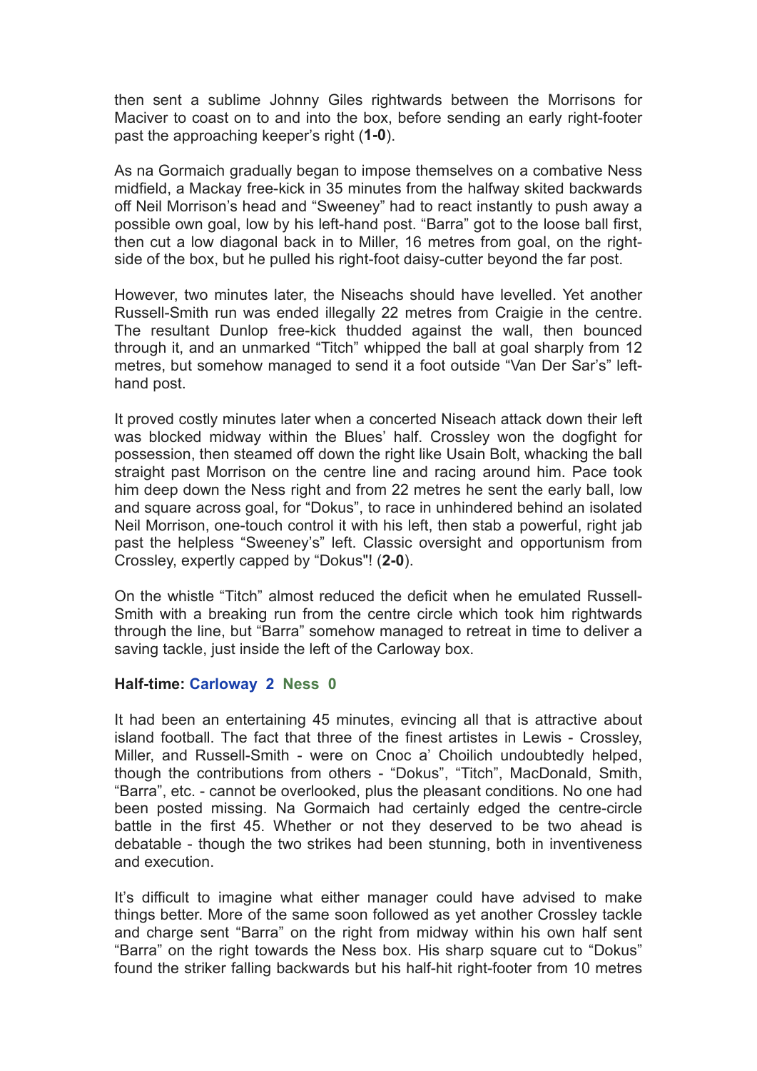then sent a sublime Johnny Giles rightwards between the Morrisons for Maciver to coast on to and into the box, before sending an early right-footer past the approaching keeper's right (**1-0**).

As na Gormaich gradually began to impose themselves on a combative Ness midfield, a Mackay free-kick in 35 minutes from the halfway skited backwards off Neil Morrison's head and "Sweeney" had to react instantly to push away a possible own goal, low by his left-hand post. "Barra" got to the loose ball first, then cut a low diagonal back in to Miller, 16 metres from goal, on the right-side of the box, but he pulled his right-foot daisy-cutter beyond the far post.

However, two minutes later, the Niseachs should have levelled. Yet another Russell-Smith run was ended illegally 22 metres from Craigie in the centre. The resultant Dunlop free-kick thudded against the wall, then bounced through it, and an unmarked "Titch" whipped the ball at goal sharply from 12 metres, but somehow managed to send it a foot outside "Van Der Sar's" left-hand post.

It proved costly minutes later when a concerted Niseach attack down their left was blocked midway within the Blues' half. Crossley won the dogfight for possession, then steamed off down the right like Usain Bolt, whacking the ball straight past Morrison on the centre line and racing around him. Pace took him deep down the Ness right and from 22 metres he sent the early ball, low and square across goal, for "Dokus", to race in unhindered behind an isolated Neil Morrison, one-touch control it with his left, then stab a powerful, right jab past the helpless "Sweeney's" left. Classic oversight and opportunism from Crossley, expertly capped by "Dokus"! (**2-0**).

On the whistle "Titch" almost reduced the deficit when he emulated Russell-Smith with a breaking run from the centre circle which took him rightwards through the line, but "Barra" somehow managed to retreat in time to deliver a saving tackle, just inside the left of the Carloway box.

**Half-time: Carloway 2 Ness 0**

It had been an entertaining 45 minutes, evincing all that is attractive about island football. The fact that three of the finest artistes in Lewis - Crossley, Miller, and Russell-Smith - were on Cnoc a' Choilich undoubtedly helped, though the contributions from others - "Dokus", "Titch", MacDonald, Smith, "Barra", etc. - cannot be overlooked, plus the pleasant conditions. No one had been posted missing. Na Gormaich had certainly edged the centre-circle battle in the first 45. Whether or not they deserved to be two ahead is debatable - though the two strikes had been stunning, both in inventiveness and execution.

It's difficult to imagine what either manager could have advised to make things better. More of the same soon followed as yet another Crossley tackle and charge sent "Barra" on the right from midway within his own half sent "Barra" on the right towards the Ness box. His sharp square cut to "Dokus" found the striker falling backwards but his half-hit right-footer from 10 metres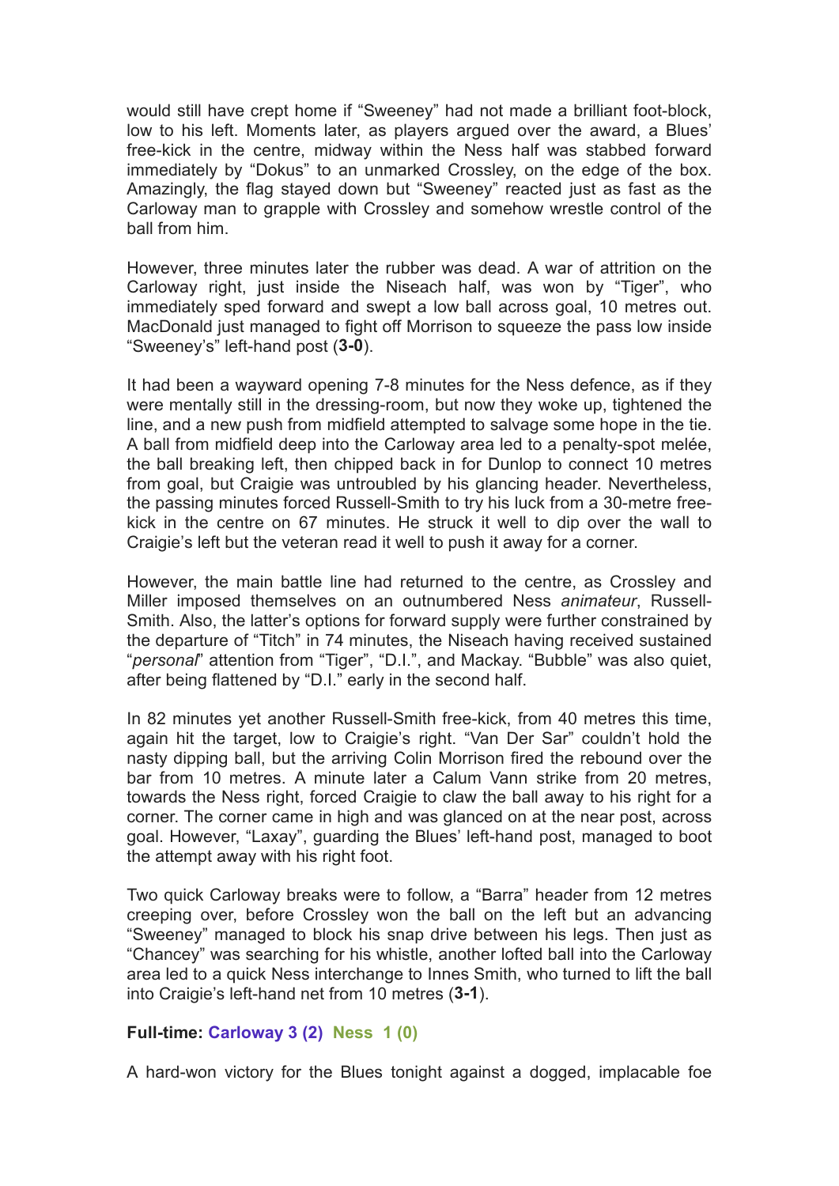would still have crept home if "Sweeney" had not made a brilliant foot-block, low to his left. Moments later, as players argued over the award, a Blues' free-kick in the centre, midway within the Ness half was stabbed forward immediately by "Dokus" to an unmarked Crossley, on the edge of the box. Amazingly, the flag stayed down but "Sweeney" reacted just as fast as the Carloway man to grapple with Crossley and somehow wrestle control of the ball from him.

However, three minutes later the rubber was dead. A war of attrition on the Carloway right, just inside the Niseach half, was won by "Tiger", who immediately sped forward and swept a low ball across goal, 10 metres out. MacDonald just managed to fight off Morrison to squeeze the pass low inside "Sweeney's" left-hand post (**3-0**).

It had been a wayward opening 7-8 minutes for the Ness defence, as if they were mentally still in the dressing-room, but now they woke up, tightened the line, and a new push from midfield attempted to salvage some hope in the tie. A ball from midfield deep into the Carloway area led to a penalty-spot melée, the ball breaking left, then chipped back in for Dunlop to connect 10 metres from goal, but Craigie was untroubled by his glancing header. Nevertheless, the passing minutes forced Russell-Smith to try his luck from a 30-metre free-kick in the centre on 67 minutes. He struck it well to dip over the wall to Craigie's left but the veteran read it well to push it away for a corner.

However, the main battle line had returned to the centre, as Crossley and Miller imposed themselves on an outnumbered Ness *animateur*, Russell-Smith. Also, the latter's options for forward supply were further constrained by the departure of "Titch" in 74 minutes, the Niseach having received sustained "*personal*" attention from "Tiger", "D.I.", and Mackay. "Bubble" was also quiet, after being flattened by "D.I." early in the second half.

In 82 minutes yet another Russell-Smith free-kick, from 40 metres this time, again hit the target, low to Craigie's right. "Van Der Sar" couldn't hold the nasty dipping ball, but the arriving Colin Morrison fired the rebound over the bar from 10 metres. A minute later a Calum Vann strike from 20 metres, towards the Ness right, forced Craigie to claw the ball away to his right for a corner. The corner came in high and was glanced on at the near post, across goal. However, "Laxay", guarding the Blues' left-hand post, managed to boot the attempt away with his right foot.

Two quick Carloway breaks were to follow, a "Barra" header from 12 metres creeping over, before Crossley won the ball on the left but an advancing "Sweeney" managed to block his snap drive between his legs. Then just as "Chancey" was searching for his whistle, another lofted ball into the Carloway area led to a quick Ness interchange to Innes Smith, who turned to lift the ball into Craigie's left-hand net from 10 metres (**3-1**).

**Full-time: Carloway 3 (2) Ness 1 (0)**

A hard-won victory for the Blues tonight against a dogged, implacable foe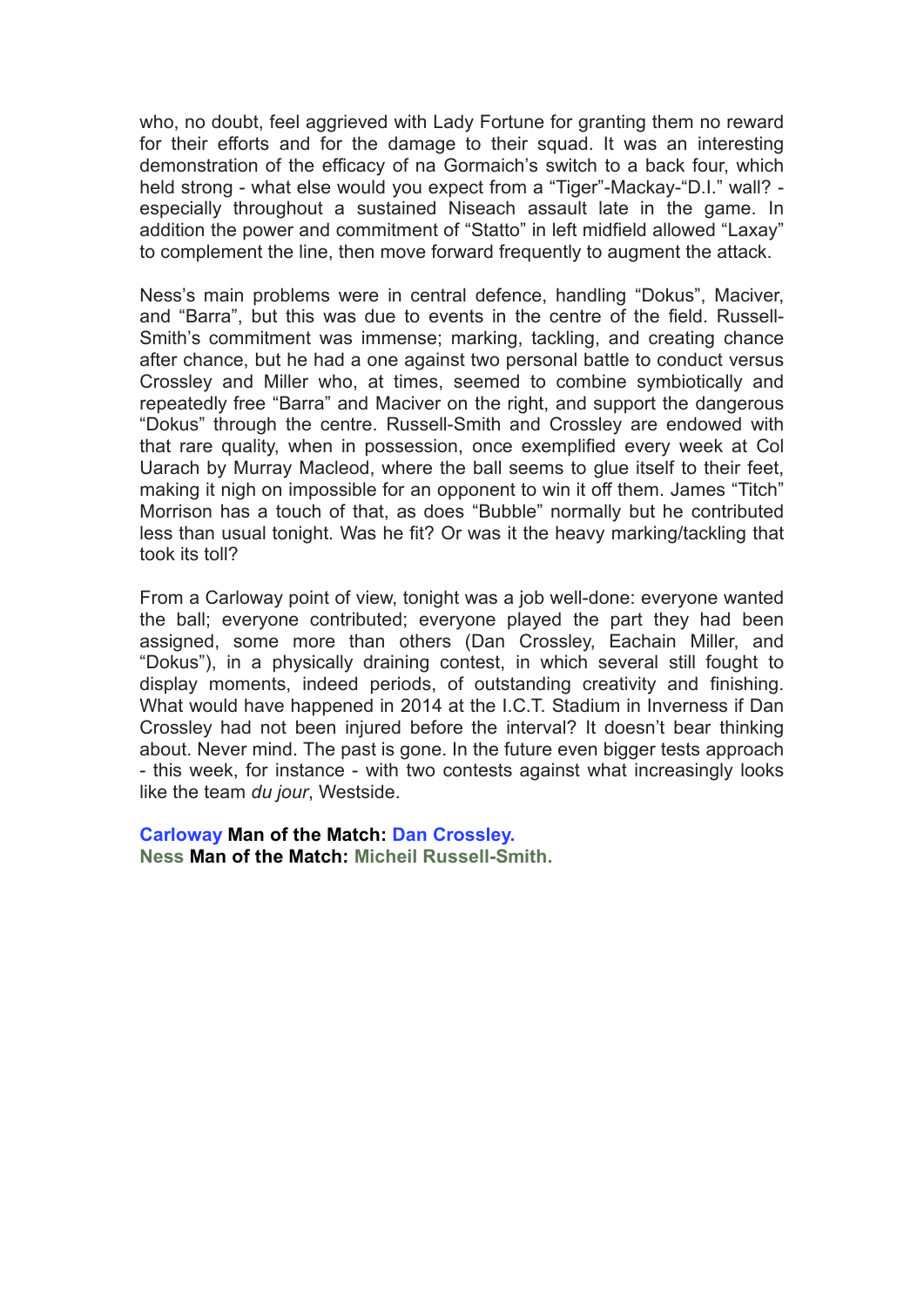who, no doubt, feel aggrieved with Lady Fortune for granting them no reward for their efforts and for the damage to their squad. It was an interesting demonstration of the efficacy of na Gormaich's switch to a back four, which held strong - what else would you expect from a "Tiger"-Mackay-"D.I." wall? - especially throughout a sustained Niseach assault late in the game. In addition the power and commitment of "Statto" in left midfield allowed "Laxay" to complement the line, then move forward frequently to augment the attack.

Ness's main problems were in central defence, handling "Dokus", Maciver, and "Barra", but this was due to events in the centre of the field. Russell-Smith's commitment was immense; marking, tackling, and creating chance after chance, but he had a one against two personal battle to conduct versus Crossley and Miller who, at times, seemed to combine symbiotically and repeatedly free "Barra" and Maciver on the right, and support the dangerous "Dokus" through the centre. Russell-Smith and Crossley are endowed with that rare quality, when in possession, once exemplified every week at Col Uarach by Murray Macleod, where the ball seems to glue itself to their feet, making it nigh on impossible for an opponent to win it off them. James "Titch" Morrison has a touch of that, as does "Bubble" normally but he contributed less than usual tonight. Was he fit? Or was it the heavy marking/tackling that took its toll?

From a Carloway point of view, tonight was a job well-done: everyone wanted the ball; everyone contributed; everyone played the part they had been assigned, some more than others (Dan Crossley, Eachain Miller, and "Dokus"), in a physically draining contest, in which several still fought to display moments, indeed periods, of outstanding creativity and finishing. What would have happened in 2014 at the I.C.T. Stadium in Inverness if Dan Crossley had not been injured before the interval? It doesn't bear thinking about. Never mind. The past is gone. In the future even bigger tests approach - this week, for instance - with two contests against what increasingly looks like the team *du jour*, Westside.

**Carloway Man of the Match: Dan Crossley.**
**Ness Man of the Match: Micheil Russell-Smith.**